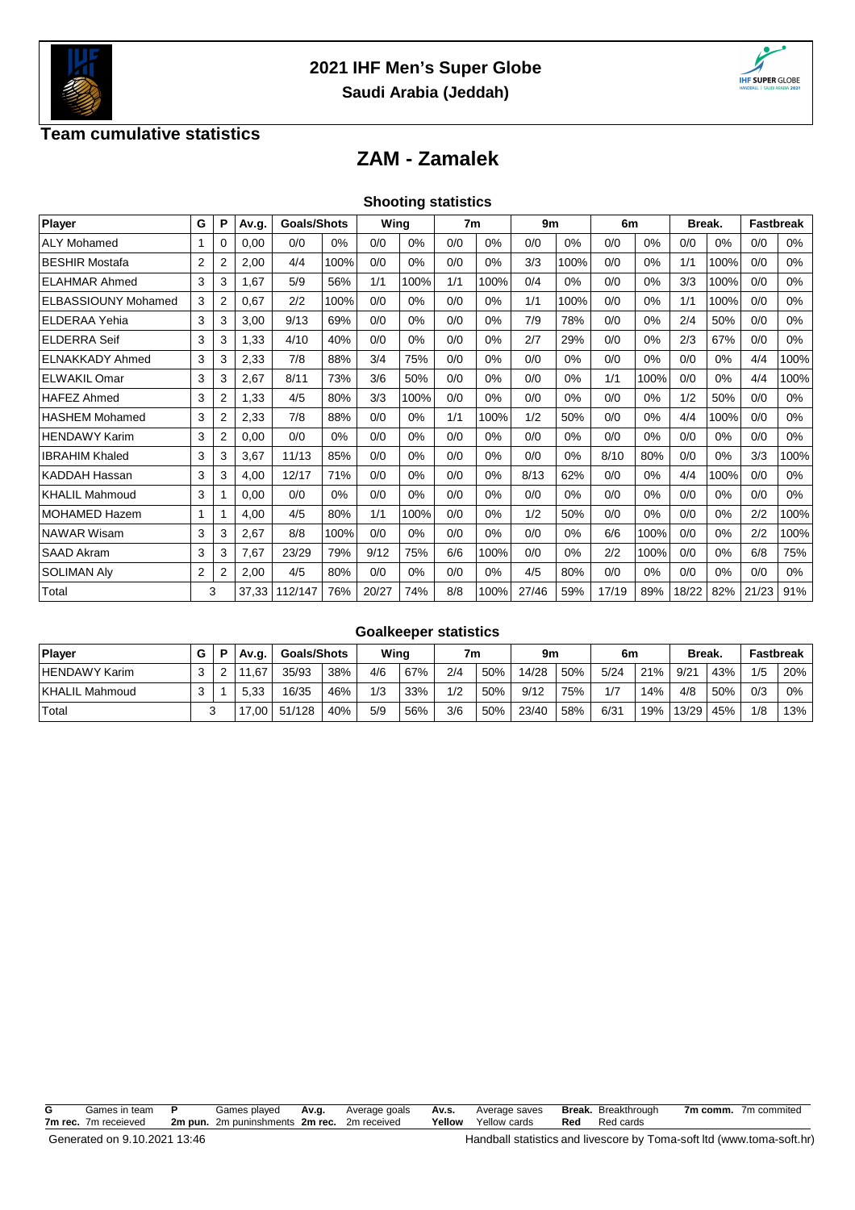# 2021 IHF Men's Super Globe

## Saudi Arabia (Jeddah)

### Team cumulative statistics

## ZAM - Zamalek

### Shooting statistics

| Player | G | P | Av.g. | Goals/Shots | | Wing | | 7m | | 9m | | 6m | | Break. | | Fastbreak | |
|---|---|---|---|---|---|---|---|---|---|---|---|---|---|---|---|---|---|
| ALY Mohamed | 1 | 0 | 0,00 | 0/0 | 0% | 0/0 | 0% | 0/0 | 0% | 0/0 | 0% | 0/0 | 0% | 0/0 | 0% | 0/0 | 0% |
| BESHIR Mostafa | 2 | 2 | 2,00 | 4/4 | 100% | 0/0 | 0% | 0/0 | 0% | 3/3 | 100% | 0/0 | 0% | 1/1 | 100% | 0/0 | 0% |
| ELAHMAR Ahmed | 3 | 3 | 1,67 | 5/9 | 56% | 1/1 | 100% | 1/1 | 100% | 0/4 | 0% | 0/0 | 0% | 3/3 | 100% | 0/0 | 0% |
| ELBASSIOUNY Mohamed | 3 | 2 | 0,67 | 2/2 | 100% | 0/0 | 0% | 0/0 | 0% | 1/1 | 100% | 0/0 | 0% | 1/1 | 100% | 0/0 | 0% |
| ELDERAA Yehia | 3 | 3 | 3,00 | 9/13 | 69% | 0/0 | 0% | 0/0 | 0% | 7/9 | 78% | 0/0 | 0% | 2/4 | 50% | 0/0 | 0% |
| ELDERRA Seif | 3 | 3 | 1,33 | 4/10 | 40% | 0/0 | 0% | 0/0 | 0% | 2/7 | 29% | 0/0 | 0% | 2/3 | 67% | 0/0 | 0% |
| ELNAKKADY Ahmed | 3 | 3 | 2,33 | 7/8 | 88% | 3/4 | 75% | 0/0 | 0% | 0/0 | 0% | 0/0 | 0% | 0/0 | 0% | 4/4 | 100% |
| ELWAKIL Omar | 3 | 3 | 2,67 | 8/11 | 73% | 3/6 | 50% | 0/0 | 0% | 0/0 | 0% | 1/1 | 100% | 0/0 | 0% | 4/4 | 100% |
| HAFEZ Ahmed | 3 | 2 | 1,33 | 4/5 | 80% | 3/3 | 100% | 0/0 | 0% | 0/0 | 0% | 0/0 | 0% | 1/2 | 50% | 0/0 | 0% |
| HASHEM Mohamed | 3 | 2 | 2,33 | 7/8 | 88% | 0/0 | 0% | 1/1 | 100% | 1/2 | 50% | 0/0 | 0% | 4/4 | 100% | 0/0 | 0% |
| HENDAWY Karim | 3 | 2 | 0,00 | 0/0 | 0% | 0/0 | 0% | 0/0 | 0% | 0/0 | 0% | 0/0 | 0% | 0/0 | 0% | 0/0 | 0% |
| IBRAHIM Khaled | 3 | 3 | 3,67 | 11/13 | 85% | 0/0 | 0% | 0/0 | 0% | 0/0 | 0% | 8/10 | 80% | 0/0 | 0% | 3/3 | 100% |
| KADDAH Hassan | 3 | 3 | 4,00 | 12/17 | 71% | 0/0 | 0% | 0/0 | 0% | 8/13 | 62% | 0/0 | 0% | 4/4 | 100% | 0/0 | 0% |
| KHALIL Mahmoud | 3 | 1 | 0,00 | 0/0 | 0% | 0/0 | 0% | 0/0 | 0% | 0/0 | 0% | 0/0 | 0% | 0/0 | 0% | 0/0 | 0% |
| MOHAMED Hazem | 1 | 1 | 4,00 | 4/5 | 80% | 1/1 | 100% | 0/0 | 0% | 1/2 | 50% | 0/0 | 0% | 0/0 | 0% | 2/2 | 100% |
| NAWAR Wisam | 3 | 3 | 2,67 | 8/8 | 100% | 0/0 | 0% | 0/0 | 0% | 0/0 | 0% | 6/6 | 100% | 0/0 | 0% | 2/2 | 100% |
| SAAD Akram | 3 | 3 | 7,67 | 23/29 | 79% | 9/12 | 75% | 6/6 | 100% | 0/0 | 0% | 2/2 | 100% | 0/0 | 0% | 6/8 | 75% |
| SOLIMAN Aly | 2 | 2 | 2,00 | 4/5 | 80% | 0/0 | 0% | 0/0 | 0% | 4/5 | 80% | 0/0 | 0% | 0/0 | 0% | 0/0 | 0% |
| Total | 3 | | 37,33 | 112/147 | 76% | 20/27 | 74% | 8/8 | 100% | 27/46 | 59% | 17/19 | 89% | 18/22 | 82% | 21/23 | 91% |

### Goalkeeper statistics

| Player | G | P | Av.g. | Goals/Shots | | Wing | | 7m | | 9m | | 6m | | Break. | | Fastbreak | |
|---|---|---|---|---|---|---|---|---|---|---|---|---|---|---|---|---|---|
| HENDAWY Karim | 3 | 2 | 11,67 | 35/93 | 38% | 4/6 | 67% | 2/4 | 50% | 14/28 | 50% | 5/24 | 21% | 9/21 | 43% | 1/5 | 20% |
| KHALIL Mahmoud | 3 | 1 | 5,33 | 16/35 | 46% | 1/3 | 33% | 1/2 | 50% | 9/12 | 75% | 1/7 | 14% | 4/8 | 50% | 0/3 | 0% |
| Total | 3 | | 17,00 | 51/128 | 40% | 5/9 | 56% | 3/6 | 50% | 23/40 | 58% | 6/31 | 19% | 13/29 | 45% | 1/8 | 13% |

**G** Games in team **P** Games played **Av.g.** Average goals **Av.s.** Average saves **Break.** Breakthrough **7m comm.** 7m commited
**7m rec.** 7m receieved **2m pun.** 2m puninshments **2m rec.** 2m received **Yellow** Yellow cards **Red** Red cards

Generated on 9.10.2021 13:46 — Handball statistics and livescore by Toma-soft ltd (www.toma-soft.hr)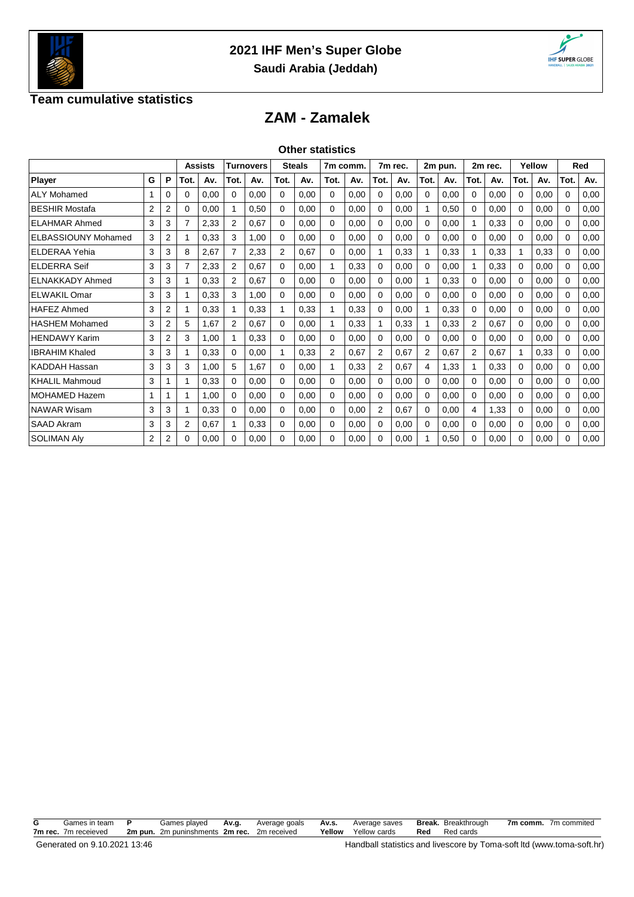## 2021 IHF Men's Super Globe

**Saudi Arabia (Jeddah)**

## Team cumulative statistics

# ZAM - Zamalek

### Other statistics

| | | | Assists | | Turnovers | | Steals | | 7m comm. | | 7m rec. | | 2m pun. | | 2m rec. | | Yellow | | Red | |
|---|---|---|---|---|---|---|---|---|---|---|---|---|---|---|---|---|---|---|---|---|
| **Player** | **G** | **P** | **Tot.** | **Av.** | **Tot.** | **Av.** | **Tot.** | **Av.** | **Tot.** | **Av.** | **Tot.** | **Av.** | **Tot.** | **Av.** | **Tot.** | **Av.** | **Tot.** | **Av.** | **Tot.** | **Av.** |
| ALY Mohamed | 1 | 0 | 0 | 0,00 | 0 | 0,00 | 0 | 0,00 | 0 | 0,00 | 0 | 0,00 | 0 | 0,00 | 0 | 0,00 | 0 | 0,00 | 0 | 0,00 |
| BESHIR Mostafa | 2 | 2 | 0 | 0,00 | 1 | 0,50 | 0 | 0,00 | 0 | 0,00 | 0 | 0,00 | 1 | 0,50 | 0 | 0,00 | 0 | 0,00 | 0 | 0,00 |
| ELAHMAR Ahmed | 3 | 3 | 7 | 2,33 | 2 | 0,67 | 0 | 0,00 | 0 | 0,00 | 0 | 0,00 | 0 | 0,00 | 1 | 0,33 | 0 | 0,00 | 0 | 0,00 |
| ELBASSIOUNY Mohamed | 3 | 2 | 1 | 0,33 | 3 | 1,00 | 0 | 0,00 | 0 | 0,00 | 0 | 0,00 | 0 | 0,00 | 0 | 0,00 | 0 | 0,00 | 0 | 0,00 |
| ELDERAA Yehia | 3 | 3 | 8 | 2,67 | 7 | 2,33 | 2 | 0,67 | 0 | 0,00 | 1 | 0,33 | 1 | 0,33 | 1 | 0,33 | 1 | 0,33 | 0 | 0,00 |
| ELDERRA Seif | 3 | 3 | 7 | 2,33 | 2 | 0,67 | 0 | 0,00 | 1 | 0,33 | 0 | 0,00 | 0 | 0,00 | 1 | 0,33 | 0 | 0,00 | 0 | 0,00 |
| ELNAKKADY Ahmed | 3 | 3 | 1 | 0,33 | 2 | 0,67 | 0 | 0,00 | 0 | 0,00 | 0 | 0,00 | 1 | 0,33 | 0 | 0,00 | 0 | 0,00 | 0 | 0,00 |
| ELWAKIL Omar | 3 | 3 | 1 | 0,33 | 3 | 1,00 | 0 | 0,00 | 0 | 0,00 | 0 | 0,00 | 0 | 0,00 | 0 | 0,00 | 0 | 0,00 | 0 | 0,00 |
| HAFEZ Ahmed | 3 | 2 | 1 | 0,33 | 1 | 0,33 | 1 | 0,33 | 1 | 0,33 | 0 | 0,00 | 1 | 0,33 | 0 | 0,00 | 0 | 0,00 | 0 | 0,00 |
| HASHEM Mohamed | 3 | 2 | 5 | 1,67 | 2 | 0,67 | 0 | 0,00 | 1 | 0,33 | 1 | 0,33 | 1 | 0,33 | 2 | 0,67 | 0 | 0,00 | 0 | 0,00 |
| HENDAWY Karim | 3 | 2 | 3 | 1,00 | 1 | 0,33 | 0 | 0,00 | 0 | 0,00 | 0 | 0,00 | 0 | 0,00 | 0 | 0,00 | 0 | 0,00 | 0 | 0,00 |
| IBRAHIM Khaled | 3 | 3 | 1 | 0,33 | 0 | 0,00 | 1 | 0,33 | 2 | 0,67 | 2 | 0,67 | 2 | 0,67 | 2 | 0,67 | 1 | 0,33 | 0 | 0,00 |
| KADDAH Hassan | 3 | 3 | 3 | 1,00 | 5 | 1,67 | 0 | 0,00 | 1 | 0,33 | 2 | 0,67 | 4 | 1,33 | 1 | 0,33 | 0 | 0,00 | 0 | 0,00 |
| KHALIL Mahmoud | 3 | 1 | 1 | 0,33 | 0 | 0,00 | 0 | 0,00 | 0 | 0,00 | 0 | 0,00 | 0 | 0,00 | 0 | 0,00 | 0 | 0,00 | 0 | 0,00 |
| MOHAMED Hazem | 1 | 1 | 1 | 1,00 | 0 | 0,00 | 0 | 0,00 | 0 | 0,00 | 0 | 0,00 | 0 | 0,00 | 0 | 0,00 | 0 | 0,00 | 0 | 0,00 |
| NAWAR Wisam | 3 | 3 | 1 | 0,33 | 0 | 0,00 | 0 | 0,00 | 0 | 0,00 | 2 | 0,67 | 0 | 0,00 | 4 | 1,33 | 0 | 0,00 | 0 | 0,00 |
| SAAD Akram | 3 | 3 | 2 | 0,67 | 1 | 0,33 | 0 | 0,00 | 0 | 0,00 | 0 | 0,00 | 0 | 0,00 | 0 | 0,00 | 0 | 0,00 | 0 | 0,00 |
| SOLIMAN Aly | 2 | 2 | 0 | 0,00 | 0 | 0,00 | 0 | 0,00 | 0 | 0,00 | 0 | 0,00 | 1 | 0,50 | 0 | 0,00 | 0 | 0,00 | 0 | 0,00 |

**G** Games in team **P** Games played **Av.g.** Average goals **Av.s.** Average saves **Break.** Breakthrough **7m comm.** 7m commited
**7m rec.** 7m receieved **2m pun.** 2m puninshments **2m rec.** 2m received **Yellow** Yellow cards **Red** Red cards

Generated on 9.10.2021 13:46 Handball statistics and livescore by Toma-soft ltd (www.toma-soft.hr)